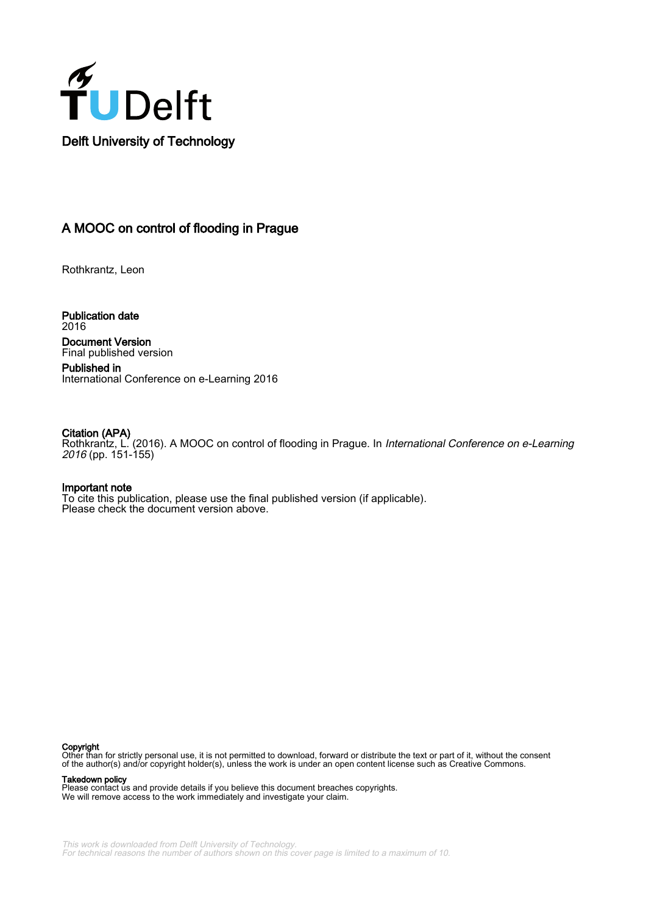Delft University of Technology

# A MOOC on control of flooding in Prague

Rothkrantz, Leon

**Publication date**
2016

**Document Version**
Final published version

**Published in**
International Conference on e-Learning 2016

**Citation (APA)**
Rothkrantz, L. (2016). A MOOC on control of flooding in Prague. In *International Conference on e-Learning 2016* (pp. 151-155)

**Important note**
To cite this publication, please use the final published version (if applicable).
Please check the document version above.

**Copyright**
Other than for strictly personal use, it is not permitted to download, forward or distribute the text or part of it, without the consent of the author(s) and/or copyright holder(s), unless the work is under an open content license such as Creative Commons.

**Takedown policy**
Please contact us and provide details if you believe this document breaches copyrights.
We will remove access to the work immediately and investigate your claim.

*This work is downloaded from Delft University of Technology.*
*For technical reasons the number of authors shown on this cover page is limited to a maximum of 10.*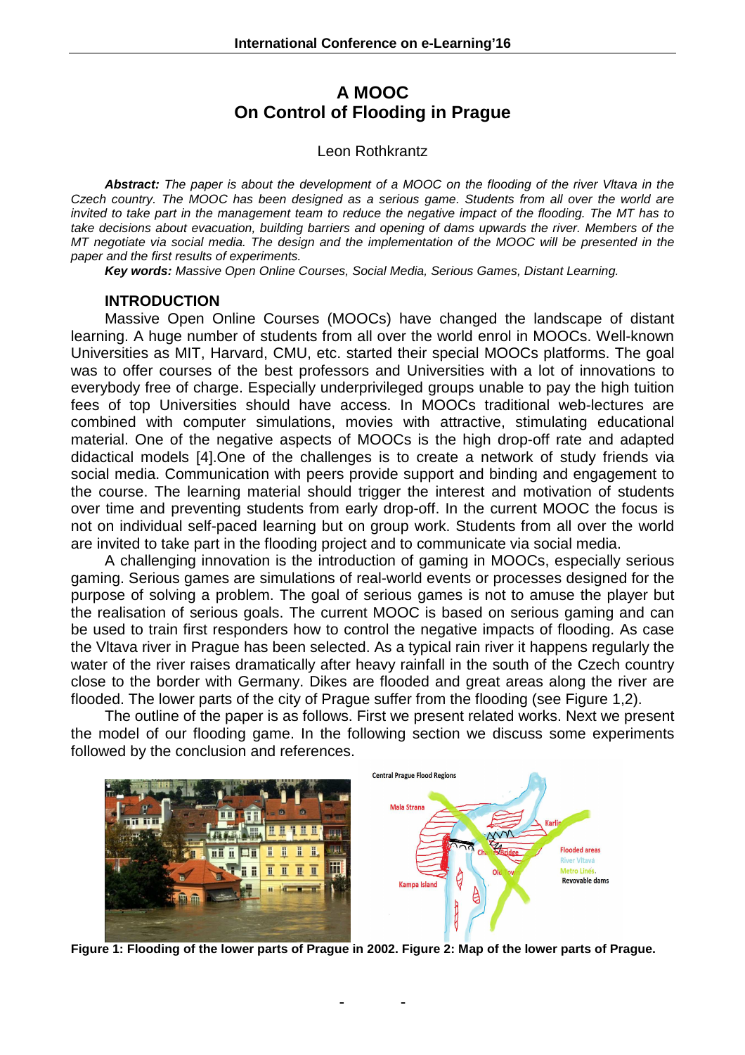# A MOOC
# On Control of Flooding in Prague

Leon Rothkrantz

***Abstract:*** *The paper is about the development of a MOOC on the flooding of the river Vltava in the Czech country. The MOOC has been designed as a serious game. Students from all over the world are invited to take part in the management team to reduce the negative impact of the flooding. The MT has to take decisions about evacuation, building barriers and opening of dams upwards the river. Members of the MT negotiate via social media. The design and the implementation of the MOOC will be presented in the paper and the first results of experiments.*

***Key words:*** *Massive Open Online Courses, Social Media, Serious Games, Distant Learning.*

## INTRODUCTION

Massive Open Online Courses (MOOCs) have changed the landscape of distant learning. A huge number of students from all over the world enrol in MOOCs. Well-known Universities as MIT, Harvard, CMU, etc. started their special MOOCs platforms. The goal was to offer courses of the best professors and Universities with a lot of innovations to everybody free of charge. Especially underprivileged groups unable to pay the high tuition fees of top Universities should have access. In MOOCs traditional web-lectures are combined with computer simulations, movies with attractive, stimulating educational material. One of the negative aspects of MOOCs is the high drop-off rate and adapted didactical models [4].One of the challenges is to create a network of study friends via social media. Communication with peers provide support and binding and engagement to the course. The learning material should trigger the interest and motivation of students over time and preventing students from early drop-off. In the current MOOC the focus is not on individual self-paced learning but on group work. Students from all over the world are invited to take part in the flooding project and to communicate via social media.

A challenging innovation is the introduction of gaming in MOOCs, especially serious gaming. Serious games are simulations of real-world events or processes designed for the purpose of solving a problem. The goal of serious games is not to amuse the player but the realisation of serious goals. The current MOOC is based on serious gaming and can be used to train first responders how to control the negative impacts of flooding. As case the Vltava river in Prague has been selected. As a typical rain river it happens regularly the water of the river raises dramatically after heavy rainfall in the south of the Czech country close to the border with Germany. Dikes are flooded and great areas along the river are flooded. The lower parts of the city of Prague suffer from the flooding (see Figure 1,2).

The outline of the paper is as follows. First we present related works. Next we present the model of our flooding game. In the following section we discuss some experiments followed by the conclusion and references.

**Figure 1: Flooding of the lower parts of Prague in 2002. Figure 2: Map of the lower parts of Prague.**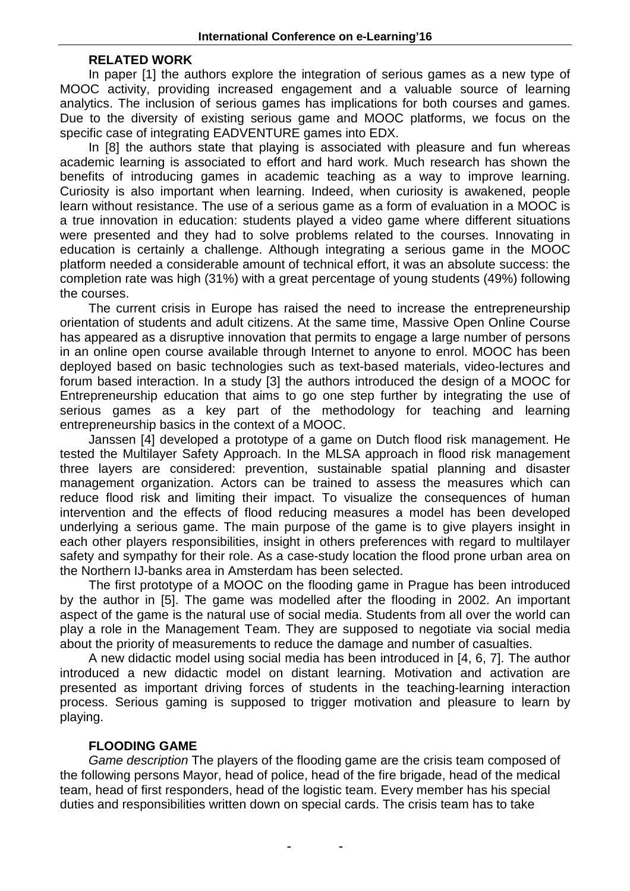## RELATED WORK

In paper [1] the authors explore the integration of serious games as a new type of MOOC activity, providing increased engagement and a valuable source of learning analytics. The inclusion of serious games has implications for both courses and games. Due to the diversity of existing serious game and MOOC platforms, we focus on the specific case of integrating EADVENTURE games into EDX.

In [8] the authors state that playing is associated with pleasure and fun whereas academic learning is associated to effort and hard work. Much research has shown the benefits of introducing games in academic teaching as a way to improve learning. Curiosity is also important when learning. Indeed, when curiosity is awakened, people learn without resistance. The use of a serious game as a form of evaluation in a MOOC is a true innovation in education: students played a video game where different situations were presented and they had to solve problems related to the courses. Innovating in education is certainly a challenge. Although integrating a serious game in the MOOC platform needed a considerable amount of technical effort, it was an absolute success: the completion rate was high (31%) with a great percentage of young students (49%) following the courses.

The current crisis in Europe has raised the need to increase the entrepreneurship orientation of students and adult citizens. At the same time, Massive Open Online Course has appeared as a disruptive innovation that permits to engage a large number of persons in an online open course available through Internet to anyone to enrol. MOOC has been deployed based on basic technologies such as text-based materials, video-lectures and forum based interaction. In a study [3] the authors introduced the design of a MOOC for Entrepreneurship education that aims to go one step further by integrating the use of serious games as a key part of the methodology for teaching and learning entrepreneurship basics in the context of a MOOC.

Janssen [4] developed a prototype of a game on Dutch flood risk management. He tested the Multilayer Safety Approach. In the MLSA approach in flood risk management three layers are considered: prevention, sustainable spatial planning and disaster management organization. Actors can be trained to assess the measures which can reduce flood risk and limiting their impact. To visualize the consequences of human intervention and the effects of flood reducing measures a model has been developed underlying a serious game. The main purpose of the game is to give players insight in each other players responsibilities, insight in others preferences with regard to multilayer safety and sympathy for their role. As a case-study location the flood prone urban area on the Northern IJ-banks area in Amsterdam has been selected.

The first prototype of a MOOC on the flooding game in Prague has been introduced by the author in [5]. The game was modelled after the flooding in 2002. An important aspect of the game is the natural use of social media. Students from all over the world can play a role in the Management Team. They are supposed to negotiate via social media about the priority of measurements to reduce the damage and number of casualties.

A new didactic model using social media has been introduced in [4, 6, 7]. The author introduced a new didactic model on distant learning. Motivation and activation are presented as important driving forces of students in the teaching-learning interaction process. Serious gaming is supposed to trigger motivation and pleasure to learn by playing.

## FLOODING GAME

*Game description* The players of the flooding game are the crisis team composed of the following persons Mayor, head of police, head of the fire brigade, head of the medical team, head of first responders, head of the logistic team. Every member has his special duties and responsibilities written down on special cards. The crisis team has to take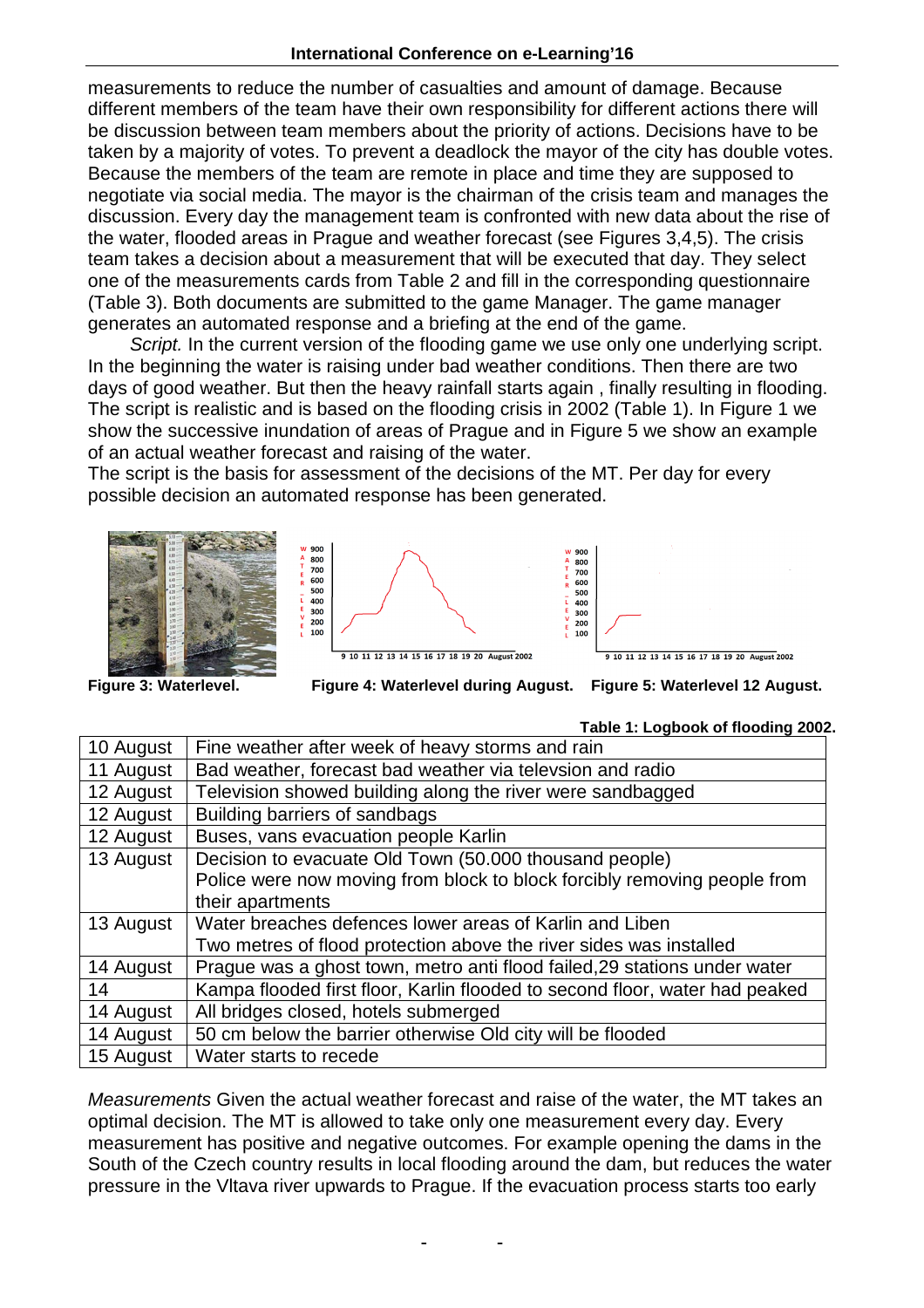measurements to reduce the number of casualties and amount of damage. Because different members of the team have their own responsibility for different actions there will be discussion between team members about the priority of actions. Decisions have to be taken by a majority of votes. To prevent a deadlock the mayor of the city has double votes. Because the members of the team are remote in place and time they are supposed to negotiate via social media. The mayor is the chairman of the crisis team and manages the discussion. Every day the management team is confronted with new data about the rise of the water, flooded areas in Prague and weather forecast (see Figures 3,4,5). The crisis team takes a decision about a measurement that will be executed that day. They select one of the measurements cards from Table 2 and fill in the corresponding questionnaire (Table 3). Both documents are submitted to the game Manager. The game manager generates an automated response and a briefing at the end of the game.

*Script.* In the current version of the flooding game we use only one underlying script. In the beginning the water is raising under bad weather conditions. Then there are two days of good weather. But then the heavy rainfall starts again , finally resulting in flooding. The script is realistic and is based on the flooding crisis in 2002 (Table 1). In Figure 1 we show the successive inundation of areas of Prague and in Figure 5 we show an example of an actual weather forecast and raising of the water.

The script is the basis for assessment of the decisions of the MT. Per day for every possible decision an automated response has been generated.

**Figure 3: Waterlevel.** **Figure 4: Waterlevel during August.** **Figure 5: Waterlevel 12 August.**

**Table 1: Logbook of flooding 2002.**

| | |
|---|---|
| 10 August | Fine weather after week of heavy storms and rain |
| 11 August | Bad weather, forecast bad weather via televsion and radio |
| 12 August | Television showed building along the river were sandbagged |
| 12 August | Building barriers of sandbags |
| 12 August | Buses, vans evacuation people Karlin |
| 13 August | Decision to evacuate Old Town (50.000 thousand people)<br>Police were now moving from block to block forcibly removing people from their apartments |
| 13 August | Water breaches defences lower areas of Karlin and Liben<br>Two metres of flood protection above the river sides was installed |
| 14 August | Prague was a ghost town, metro anti flood failed,29 stations under water |
| 14 | Kampa flooded first floor, Karlin flooded to second floor, water had peaked |
| 14 August | All bridges closed, hotels submerged |
| 14 August | 50 cm below the barrier otherwise Old city will be flooded |
| 15 August | Water starts to recede |

*Measurements* Given the actual weather forecast and raise of the water, the MT takes an optimal decision. The MT is allowed to take only one measurement every day. Every measurement has positive and negative outcomes. For example opening the dams in the South of the Czech country results in local flooding around the dam, but reduces the water pressure in the Vltava river upwards to Prague. If the evacuation process starts too early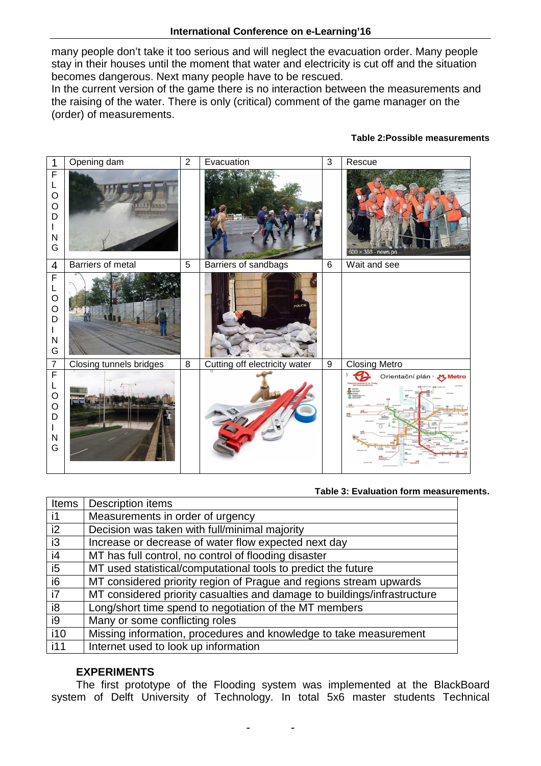many people don't take it too serious and will neglect the evacuation order. Many people stay in their houses until the moment that water and electricity is cut off and the situation becomes dangerous. Next many people have to be rescued.
In the current version of the game there is no interaction between the measurements and the raising of the water. There is only (critical) comment of the game manager on the (order) of measurements.

**Table 2:Possible measurements**

| 1 | Opening dam | 2 | Evacuation | 3 | Rescue |
|---|---|---|---|---|---|
| FLOODING | | | | | 600 × 388 - news.pn |
| 4 | Barriers of metal | 5 | Barriers of sandbags | 6 | Wait and see |
| FLOODING | | | POLICIE | | |
| 7 | Closing tunnels bridges | 8 | Cutting off electricity water | 9 | Closing Metro |
| FLOODING | | | | | Orientační plán Metro |

**Table 3: Evaluation form measurements.**

| Items | Description items |
|---|---|
| i1 | Measurements in order of urgency |
| i2 | Decision was taken with full/minimal majority |
| i3 | Increase or decrease of water flow expected next day |
| i4 | MT has full control, no control of flooding disaster |
| i5 | MT used statistical/computational tools to predict the future |
| i6 | MT considered priority region of Prague and regions stream upwards |
| i7 | MT considered priority casualties and damage to buildings/infrastructure |
| i8 | Long/short time spend to negotiation of the MT members |
| i9 | Many or some conflicting roles |
| i10 | Missing information, procedures and knowledge to take measurement |
| i11 | Internet used to look up information |

## EXPERIMENTS

The first prototype of the Flooding system was implemented at the BlackBoard system of Delft University of Technology. In total 5x6 master students Technical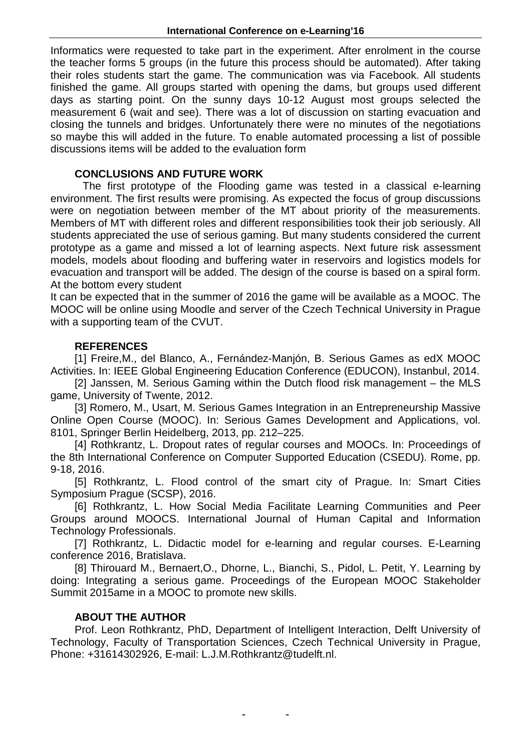Informatics were requested to take part in the experiment. After enrolment in the course the teacher forms 5 groups (in the future this process should be automated). After taking their roles students start the game. The communication was via Facebook. All students finished the game. All groups started with opening the dams, but groups used different days as starting point. On the sunny days 10-12 August most groups selected the measurement 6 (wait and see). There was a lot of discussion on starting evacuation and closing the tunnels and bridges. Unfortunately there were no minutes of the negotiations so maybe this will added in the future. To enable automated processing a list of possible discussions items will be added to the evaluation form

## CONCLUSIONS AND FUTURE WORK

The first prototype of the Flooding game was tested in a classical e-learning environment. The first results were promising. As expected the focus of group discussions were on negotiation between member of the MT about priority of the measurements. Members of MT with different roles and different responsibilities took their job seriously. All students appreciated the use of serious gaming. But many students considered the current prototype as a game and missed a lot of learning aspects. Next future risk assessment models, models about flooding and buffering water in reservoirs and logistics models for evacuation and transport will be added. The design of the course is based on a spiral form. At the bottom every student

It can be expected that in the summer of 2016 the game will be available as a MOOC. The MOOC will be online using Moodle and server of the Czech Technical University in Prague with a supporting team of the CVUT.

## REFERENCES

[1] Freire,M., del Blanco, A., Fernández-Manjón, B. Serious Games as edX MOOC Activities. In: IEEE Global Engineering Education Conference (EDUCON), Instanbul, 2014.

[2] Janssen, M. Serious Gaming within the Dutch flood risk management – the MLS game, University of Twente, 2012.

[3] Romero, M., Usart, M. Serious Games Integration in an Entrepreneurship Massive Online Open Course (MOOC). In: Serious Games Development and Applications, vol. 8101, Springer Berlin Heidelberg, 2013, pp. 212–225.

[4] Rothkrantz, L. Dropout rates of regular courses and MOOCs. In: Proceedings of the 8th International Conference on Computer Supported Education (CSEDU). Rome, pp. 9-18, 2016.

[5] Rothkrantz, L. Flood control of the smart city of Prague. In: Smart Cities Symposium Prague (SCSP), 2016.

[6] Rothkrantz, L. How Social Media Facilitate Learning Communities and Peer Groups around MOOCS. International Journal of Human Capital and Information Technology Professionals.

[7] Rothkrantz, L. Didactic model for e-learning and regular courses. E-Learning conference 2016, Bratislava.

[8] Thirouard M., Bernaert,O., Dhorne, L., Bianchi, S., Pidol, L. Petit, Y. Learning by doing: Integrating a serious game. Proceedings of the European MOOC Stakeholder Summit 2015ame in a MOOC to promote new skills.

## ABOUT THE AUTHOR

Prof. Leon Rothkrantz, PhD, Department of Intelligent Interaction, Delft University of Technology, Faculty of Transportation Sciences, Czech Technical University in Prague, Phone: +31614302926, E-mail: L.J.M.Rothkrantz@tudelft.nl.